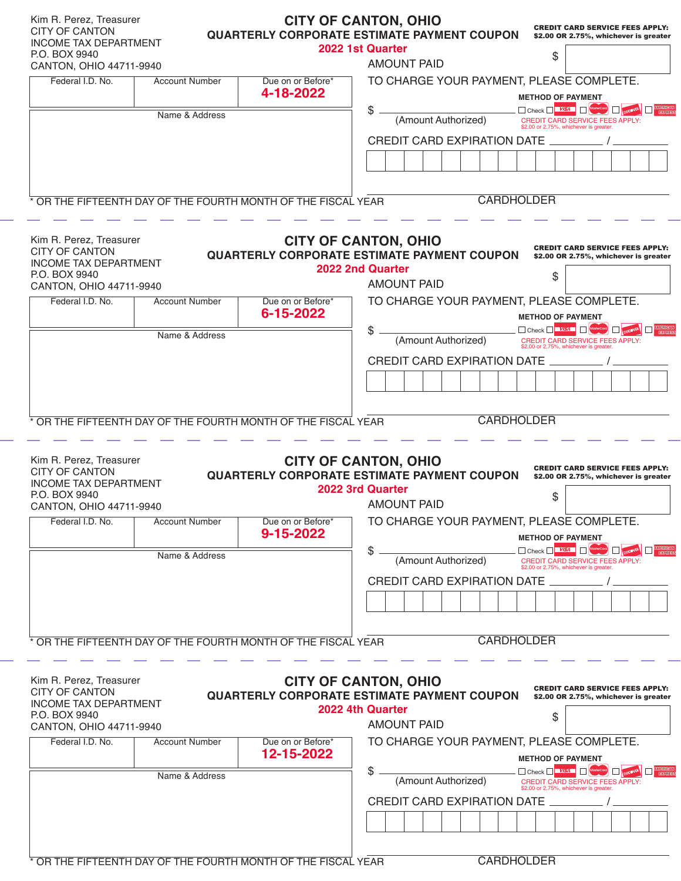Kim R. Perez, Treasurer
CITY OF CANTON
INCOME TAX DEPARTMENT
P.O. BOX 9940
CANTON, OHIO 44711-9940

## CITY OF CANTON, OHIO
### QUARTERLY CORPORATE ESTIMATE PAYMENT COUPON
**2022 1st Quarter**

**CREDIT CARD SERVICE FEES APPLY: $2.00 OR 2.75%, whichever is greater**

AMOUNT PAID $

| Federal I.D. No. | Account Number | Due on or Before* **4-18-2022** |
|---|---|---|
| | | |

Name & Address

TO CHARGE YOUR PAYMENT, PLEASE COMPLETE.

**METHOD OF PAYMENT**
☐ Check ☐ VISA ☐ MasterCard ☐ DISCOVER ☐ AMERICAN EXPRESS

$ ________________ (Amount Authorized)

CREDIT CARD SERVICE FEES APPLY: $2.00 or 2.75%, whichever is greater.

CREDIT CARD EXPIRATION DATE ________ / ________

CARDHOLDER

\* OR THE FIFTEENTH DAY OF THE FOURTH MONTH OF THE FISCAL YEAR

---

Kim R. Perez, Treasurer
CITY OF CANTON
INCOME TAX DEPARTMENT
P.O. BOX 9940
CANTON, OHIO 44711-9940

## CITY OF CANTON, OHIO
### QUARTERLY CORPORATE ESTIMATE PAYMENT COUPON
**2022 2nd Quarter**

**CREDIT CARD SERVICE FEES APPLY: $2.00 OR 2.75%, whichever is greater**

AMOUNT PAID $

| Federal I.D. No. | Account Number | Due on or Before* **6-15-2022** |
|---|---|---|
| | | |

Name & Address

TO CHARGE YOUR PAYMENT, PLEASE COMPLETE.

**METHOD OF PAYMENT**
☐ Check ☐ VISA ☐ MasterCard ☐ DISCOVER ☐ AMERICAN EXPRESS

$ ________________ (Amount Authorized)

CREDIT CARD SERVICE FEES APPLY: $2.00 or 2.75%, whichever is greater.

CREDIT CARD EXPIRATION DATE ________ / ________

CARDHOLDER

\* OR THE FIFTEENTH DAY OF THE FOURTH MONTH OF THE FISCAL YEAR

---

Kim R. Perez, Treasurer
CITY OF CANTON
INCOME TAX DEPARTMENT
P.O. BOX 9940
CANTON, OHIO 44711-9940

## CITY OF CANTON, OHIO
### QUARTERLY CORPORATE ESTIMATE PAYMENT COUPON
**2022 3rd Quarter**

**CREDIT CARD SERVICE FEES APPLY: $2.00 OR 2.75%, whichever is greater**

AMOUNT PAID $

| Federal I.D. No. | Account Number | Due on or Before* **9-15-2022** |
|---|---|---|
| | | |

Name & Address

TO CHARGE YOUR PAYMENT, PLEASE COMPLETE.

**METHOD OF PAYMENT**
☐ Check ☐ VISA ☐ MasterCard ☐ DISCOVER ☐ AMERICAN EXPRESS

$ ________________ (Amount Authorized)

CREDIT CARD SERVICE FEES APPLY: $2.00 or 2.75%, whichever is greater.

CREDIT CARD EXPIRATION DATE ________ / ________

CARDHOLDER

\* OR THE FIFTEENTH DAY OF THE FOURTH MONTH OF THE FISCAL YEAR

---

Kim R. Perez, Treasurer
CITY OF CANTON
INCOME TAX DEPARTMENT
P.O. BOX 9940
CANTON, OHIO 44711-9940

## CITY OF CANTON, OHIO
### QUARTERLY CORPORATE ESTIMATE PAYMENT COUPON
**2022 4th Quarter**

**CREDIT CARD SERVICE FEES APPLY: $2.00 OR 2.75%, whichever is greater**

AMOUNT PAID $

| Federal I.D. No. | Account Number | Due on or Before* **12-15-2022** |
|---|---|---|
| | | |

Name & Address

TO CHARGE YOUR PAYMENT, PLEASE COMPLETE.

**METHOD OF PAYMENT**
☐ Check ☐ VISA ☐ MasterCard ☐ DISCOVER ☐ AMERICAN EXPRESS

$ ________________ (Amount Authorized)

CREDIT CARD SERVICE FEES APPLY: $2.00 or 2.75%, whichever is greater.

CREDIT CARD EXPIRATION DATE ________ / ________

CARDHOLDER

\* OR THE FIFTEENTH DAY OF THE FOURTH MONTH OF THE FISCAL YEAR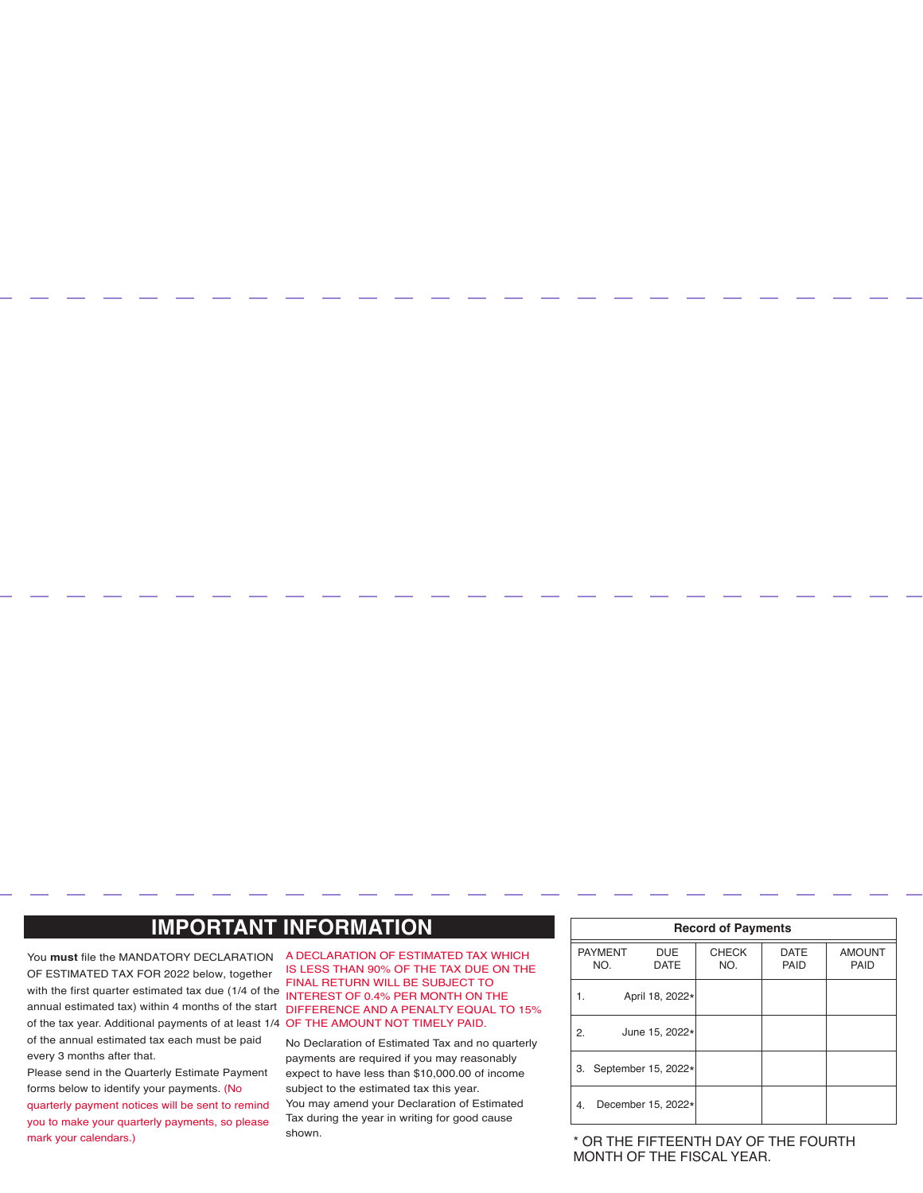## IMPORTANT INFORMATION

You **must** file the MANDATORY DECLARATION OF ESTIMATED TAX FOR 2022 below, together with the first quarter estimated tax due (1/4 of the annual estimated tax) within 4 months of the start of the tax year. Additional payments of at least 1/4 of the annual estimated tax each must be paid every 3 months after that.

Please send in the Quarterly Estimate Payment forms below to identify your payments. (No quarterly payment notices will be sent to remind you to make your quarterly payments, so please mark your calendars.)

A DECLARATION OF ESTIMATED TAX WHICH IS LESS THAN 90% OF THE TAX DUE ON THE FINAL RETURN WILL BE SUBJECT TO INTEREST OF 0.4% PER MONTH ON THE DIFFERENCE AND A PENALTY EQUAL TO 15% OF THE AMOUNT NOT TIMELY PAID.

No Declaration of Estimated Tax and no quarterly payments are required if you may reasonably expect to have less than $10,000.00 of income subject to the estimated tax this year.

You may amend your Declaration of Estimated Tax during the year in writing for good cause shown.

**Record of Payments**

| PAYMENT NO. | DUE DATE | CHECK NO. | DATE PAID | AMOUNT PAID |
|---|---|---|---|---|
| 1. | April 18, 2022* | | | |
| 2. | June 15, 2022* | | | |
| 3. | September 15, 2022* | | | |
| 4. | December 15, 2022* | | | |

* OR THE FIFTEENTH DAY OF THE FOURTH MONTH OF THE FISCAL YEAR.